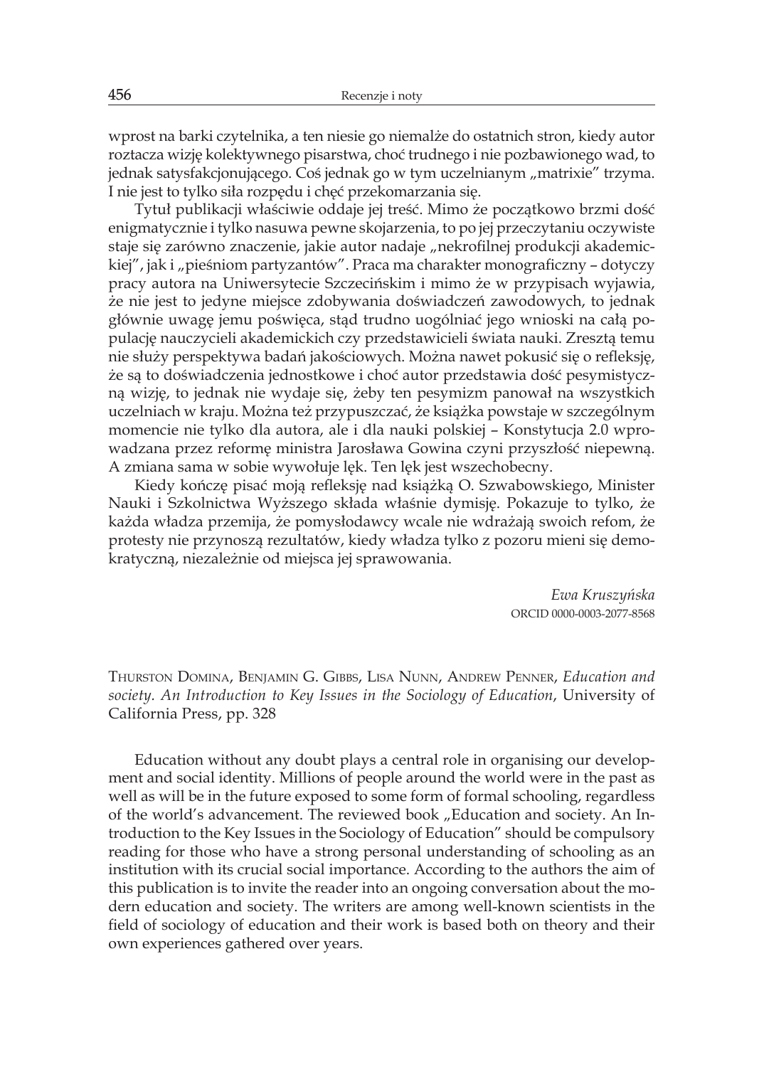wprost na barki czytelnika, a ten niesie go niemalże do ostatnich stron, kiedy autor roztacza wizję kolektywnego pisarstwa, choć trudnego i nie pozbawionego wad, to jednak satysfakcjonującego. Coś jednak go w tym uczelnianym „matrixie" trzyma. I nie jest to tylko siła rozpędu i chęć przekomarzania się.

Tytuł publikacji właściwie oddaje jej treść. Mimo że początkowo brzmi dość enigmatycznie i tylko nasuwa pewne skojarzenia, to po jej przeczytaniu oczywiste staje się zarówno znaczenie, jakie autor nadaje „nekrofilnej produkcji akademickiej", jak i „pieśniom partyzantów". Praca ma charakter monograficzny – dotyczy pracy autora na Uniwersytecie Szczecińskim i mimo że w przypisach wyjawia, że nie jest to jedyne miejsce zdobywania doświadczeń zawodowych, to jednak głównie uwagę jemu poświęca, stąd trudno uogólniać jego wnioski na całą populację nauczycieli akademickich czy przedstawicieli świata nauki. Zresztą temu nie służy perspektywa badań jakościowych. Można nawet pokusić się o refleksję, że są to doświadczenia jednostkowe i choć autor przedstawia dość pesymistyczną wizję, to jednak nie wydaje się, żeby ten pesymizm panował na wszystkich uczelniach w kraju. Można też przypuszczać, że książka powstaje w szczególnym momencie nie tylko dla autora, ale i dla nauki polskiej – Konstytucja 2.0 wprowadzana przez reformę ministra Jarosława Gowina czyni przyszłość niepewną. A zmiana sama w sobie wywołuje lęk. Ten lęk jest wszechobecny.

Kiedy kończę pisać moją refleksję nad książką O. Szwabowskiego, Minister Nauki i Szkolnictwa Wyższego składa właśnie dymisję. Pokazuje to tylko, że każda władza przemija, że pomysłodawcy wcale nie wdrażają swoich refom, że protesty nie przynoszą rezultatów, kiedy władza tylko z pozoru mieni się demokratyczną, niezależnie od miejsca jej sprawowania.

*Ewa Kruszyńska*
ORCID 0000-0003-2077-8568

Thurston Domina, Benjamin G. Gibbs, Lisa Nunn, Andrew Penner, *Education and society. An Introduction to Key Issues in the Sociology of Education*, University of California Press, pp. 328

Education without any doubt plays a central role in organising our development and social identity. Millions of people around the world were in the past as well as will be in the future exposed to some form of formal schooling, regardless of the world's advancement. The reviewed book „Education and society. An Introduction to the Key Issues in the Sociology of Education" should be compulsory reading for those who have a strong personal understanding of schooling as an institution with its crucial social importance. According to the authors the aim of this publication is to invite the reader into an ongoing conversation about the modern education and society. The writers are among well-known scientists in the field of sociology of education and their work is based both on theory and their own experiences gathered over years.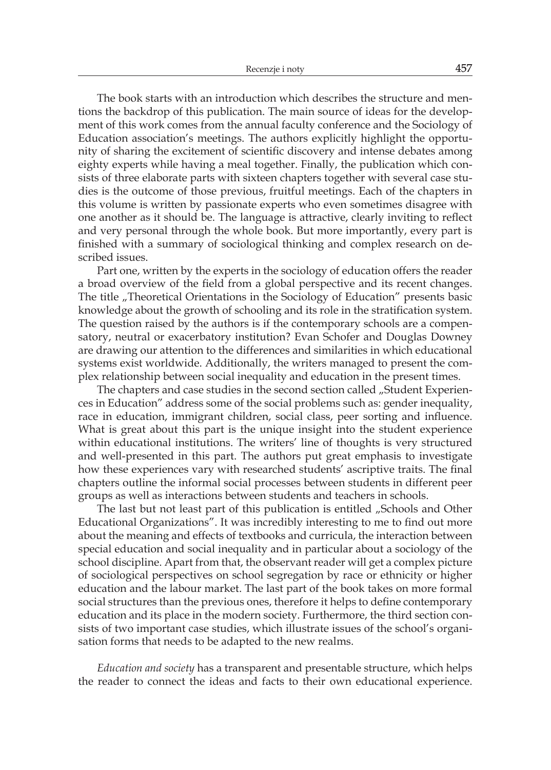The book starts with an introduction which describes the structure and mentions the backdrop of this publication. The main source of ideas for the development of this work comes from the annual faculty conference and the Sociology of Education association's meetings. The authors explicitly highlight the opportunity of sharing the excitement of scientific discovery and intense debates among eighty experts while having a meal together. Finally, the publication which consists of three elaborate parts with sixteen chapters together with several case studies is the outcome of those previous, fruitful meetings. Each of the chapters in this volume is written by passionate experts who even sometimes disagree with one another as it should be. The language is attractive, clearly inviting to reflect and very personal through the whole book. But more importantly, every part is finished with a summary of sociological thinking and complex research on described issues.

Part one, written by the experts in the sociology of education offers the reader a broad overview of the field from a global perspective and its recent changes. The title „Theoretical Orientations in the Sociology of Education" presents basic knowledge about the growth of schooling and its role in the stratification system. The question raised by the authors is if the contemporary schools are a compensatory, neutral or exacerbatory institution? Evan Schofer and Douglas Downey are drawing our attention to the differences and similarities in which educational systems exist worldwide. Additionally, the writers managed to present the complex relationship between social inequality and education in the present times.

The chapters and case studies in the second section called „Student Experiences in Education" address some of the social problems such as: gender inequality, race in education, immigrant children, social class, peer sorting and influence. What is great about this part is the unique insight into the student experience within educational institutions. The writers' line of thoughts is very structured and well-presented in this part. The authors put great emphasis to investigate how these experiences vary with researched students' ascriptive traits. The final chapters outline the informal social processes between students in different peer groups as well as interactions between students and teachers in schools.

The last but not least part of this publication is entitled „Schools and Other Educational Organizations". It was incredibly interesting to me to find out more about the meaning and effects of textbooks and curricula, the interaction between special education and social inequality and in particular about a sociology of the school discipline. Apart from that, the observant reader will get a complex picture of sociological perspectives on school segregation by race or ethnicity or higher education and the labour market. The last part of the book takes on more formal social structures than the previous ones, therefore it helps to define contemporary education and its place in the modern society. Furthermore, the third section consists of two important case studies, which illustrate issues of the school's organisation forms that needs to be adapted to the new realms.

*Education and society* has a transparent and presentable structure, which helps the reader to connect the ideas and facts to their own educational experience.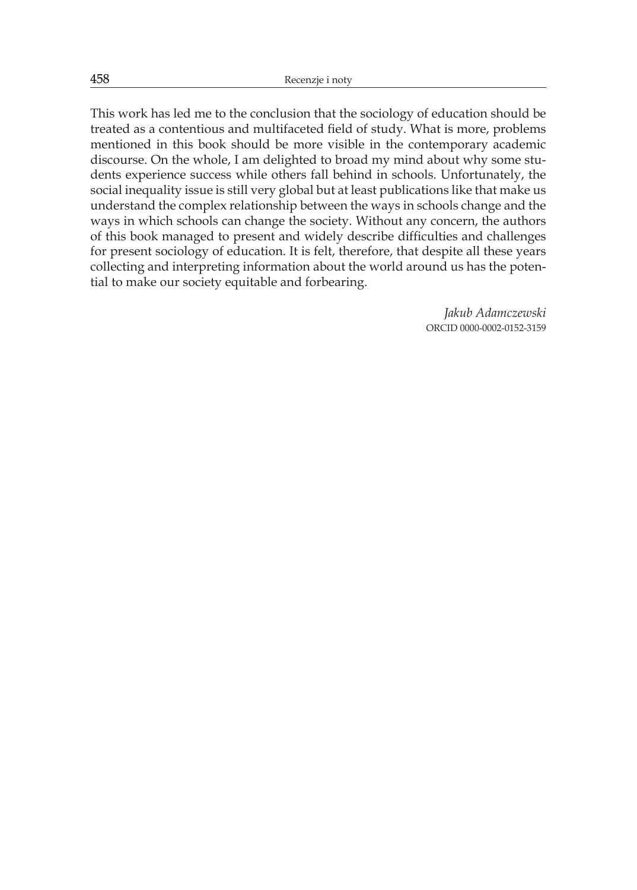This work has led me to the conclusion that the sociology of education should be treated as a contentious and multifaceted field of study. What is more, problems mentioned in this book should be more visible in the contemporary academic discourse. On the whole, I am delighted to broad my mind about why some students experience success while others fall behind in schools. Unfortunately, the social inequality issue is still very global but at least publications like that make us understand the complex relationship between the ways in schools change and the ways in which schools can change the society. Without any concern, the authors of this book managed to present and widely describe difficulties and challenges for present sociology of education. It is felt, therefore, that despite all these years collecting and interpreting information about the world around us has the potential to make our society equitable and forbearing.

*Jakub Adamczewski*
ORCID 0000-0002-0152-3159